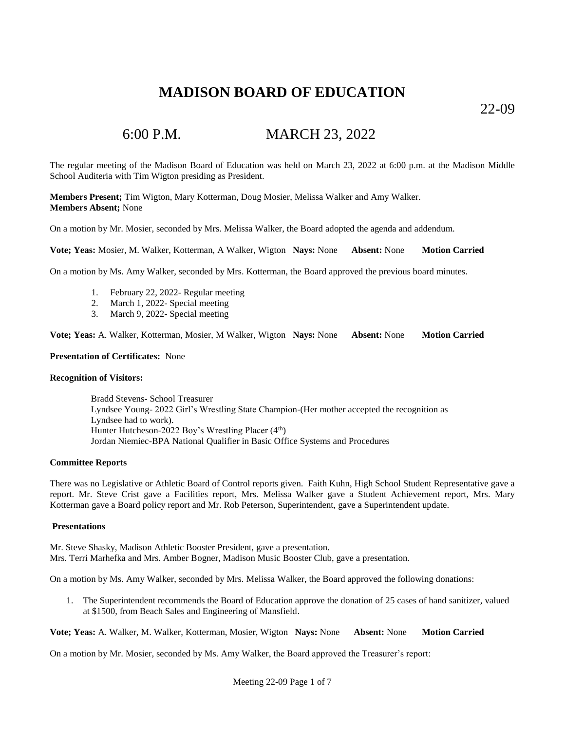# MADISON BOARD OF EDUCATION

22-09

## 6:00 P.M. MARCH 23, 2022

The regular meeting of the Madison Board of Education was held on March 23, 2022 at 6:00 p.m. at the Madison Middle School Auditeria with Tim Wigton presiding as President.

**Members Present;** Tim Wigton, Mary Kotterman, Doug Mosier, Melissa Walker and Amy Walker.
**Members Absent;** None

On a motion by Mr. Mosier, seconded by Mrs. Melissa Walker, the Board adopted the agenda and addendum.

**Vote; Yeas:** Mosier, M. Walker, Kotterman, A Walker, Wigton **Nays:** None **Absent:** None **Motion Carried**

On a motion by Ms. Amy Walker, seconded by Mrs. Kotterman, the Board approved the previous board minutes.

1. February 22, 2022- Regular meeting
2. March 1, 2022- Special meeting
3. March 9, 2022- Special meeting

**Vote; Yeas:** A. Walker, Kotterman, Mosier, M Walker, Wigton **Nays:** None **Absent:** None **Motion Carried**

**Presentation of Certificates:** None

**Recognition of Visitors:**

Bradd Stevens- School Treasurer
Lyndsee Young- 2022 Girl's Wrestling State Champion-(Her mother accepted the recognition as Lyndsee had to work).
Hunter Hutcheson-2022 Boy's Wrestling Placer (4th)
Jordan Niemiec-BPA National Qualifier in Basic Office Systems and Procedures

**Committee Reports**

There was no Legislative or Athletic Board of Control reports given. Faith Kuhn, High School Student Representative gave a report. Mr. Steve Crist gave a Facilities report, Mrs. Melissa Walker gave a Student Achievement report, Mrs. Mary Kotterman gave a Board policy report and Mr. Rob Peterson, Superintendent, gave a Superintendent update.

**Presentations**

Mr. Steve Shasky, Madison Athletic Booster President, gave a presentation.
Mrs. Terri Marhefka and Mrs. Amber Bogner, Madison Music Booster Club, gave a presentation.

On a motion by Ms. Amy Walker, seconded by Mrs. Melissa Walker, the Board approved the following donations:

1. The Superintendent recommends the Board of Education approve the donation of 25 cases of hand sanitizer, valued at $1500, from Beach Sales and Engineering of Mansfield.

**Vote; Yeas:** A. Walker, M. Walker, Kotterman, Mosier, Wigton **Nays:** None **Absent:** None **Motion Carried**

On a motion by Mr. Mosier, seconded by Ms. Amy Walker, the Board approved the Treasurer's report: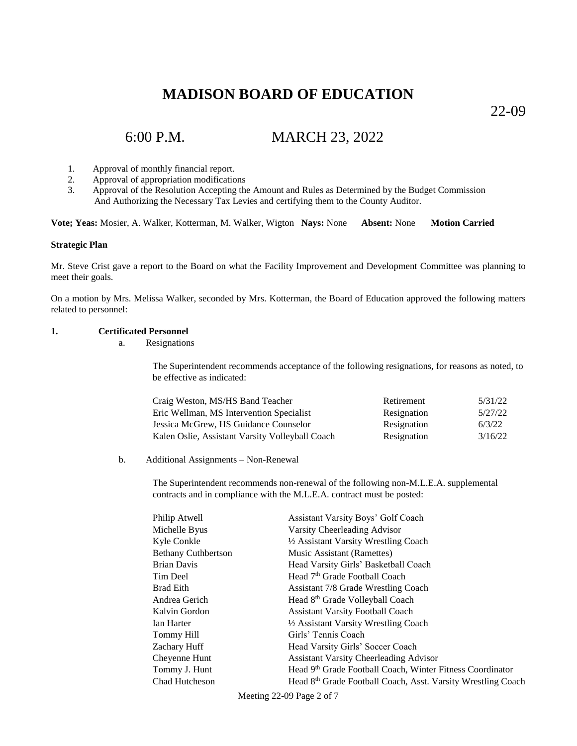# MADISON BOARD OF EDUCATION

22-09

## 6:00 P.M. MARCH 23, 2022

1. Approval of monthly financial report.
2. Approval of appropriation modifications
3. Approval of the Resolution Accepting the Amount and Rules as Determined by the Budget Commission And Authorizing the Necessary Tax Levies and certifying them to the County Auditor.

**Vote; Yeas:** Mosier, A. Walker, Kotterman, M. Walker, Wigton **Nays:** None **Absent:** None **Motion Carried**

**Strategic Plan**

Mr. Steve Crist gave a report to the Board on what the Facility Improvement and Development Committee was planning to meet their goals.

On a motion by Mrs. Melissa Walker, seconded by Mrs. Kotterman, the Board of Education approved the following matters related to personnel:

**1. Certificated Personnel**

a. Resignations

The Superintendent recommends acceptance of the following resignations, for reasons as noted, to be effective as indicated:

| | | |
|---|---|---|
| Craig Weston, MS/HS Band Teacher | Retirement | 5/31/22 |
| Eric Wellman, MS Intervention Specialist | Resignation | 5/27/22 |
| Jessica McGrew, HS Guidance Counselor | Resignation | 6/3/22 |
| Kalen Oslie, Assistant Varsity Volleyball Coach | Resignation | 3/16/22 |

b. Additional Assignments – Non-Renewal

The Superintendent recommends non-renewal of the following non-M.L.E.A. supplemental contracts and in compliance with the M.L.E.A. contract must be posted:

| | |
|---|---|
| Philip Atwell | Assistant Varsity Boys' Golf Coach |
| Michelle Byus | Varsity Cheerleading Advisor |
| Kyle Conkle | ½ Assistant Varsity Wrestling Coach |
| Bethany Cuthbertson | Music Assistant (Ramettes) |
| Brian Davis | Head Varsity Girls' Basketball Coach |
| Tim Deel | Head 7th Grade Football Coach |
| Brad Eith | Assistant 7/8 Grade Wrestling Coach |
| Andrea Gerich | Head 8th Grade Volleyball Coach |
| Kalvin Gordon | Assistant Varsity Football Coach |
| Ian Harter | ½ Assistant Varsity Wrestling Coach |
| Tommy Hill | Girls' Tennis Coach |
| Zachary Huff | Head Varsity Girls' Soccer Coach |
| Cheyenne Hunt | Assistant Varsity Cheerleading Advisor |
| Tommy J. Hunt | Head 9th Grade Football Coach, Winter Fitness Coordinator |
| Chad Hutcheson | Head 8th Grade Football Coach, Asst. Varsity Wrestling Coach |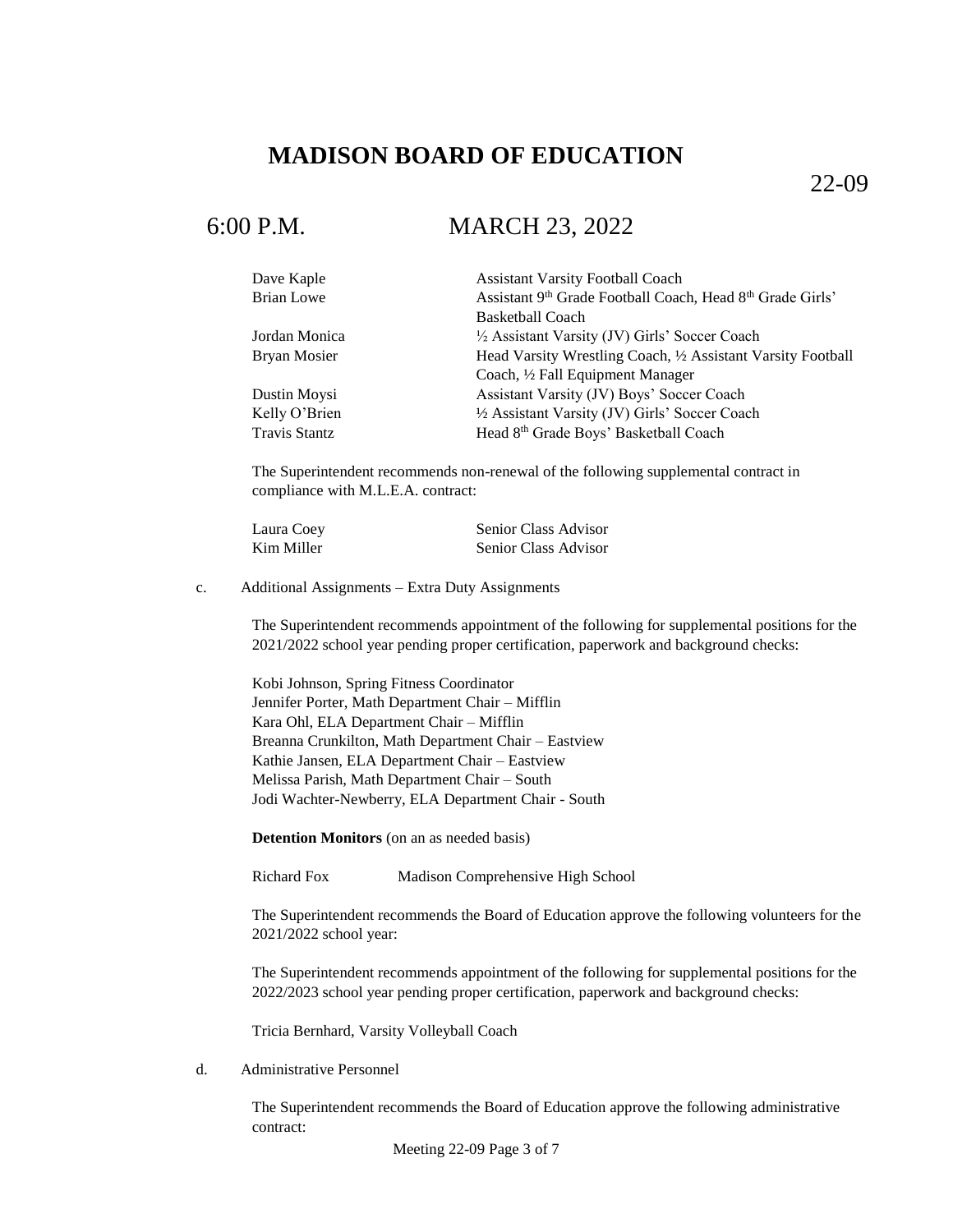# MADISON BOARD OF EDUCATION

22-09

6:00 P.M. MARCH 23, 2022

| | |
|---|---|
| Dave Kaple | Assistant Varsity Football Coach |
| Brian Lowe | Assistant 9th Grade Football Coach, Head 8th Grade Girls' Basketball Coach |
| Jordan Monica | ½ Assistant Varsity (JV) Girls' Soccer Coach |
| Bryan Mosier | Head Varsity Wrestling Coach, ½ Assistant Varsity Football Coach, ½ Fall Equipment Manager |
| Dustin Moysi | Assistant Varsity (JV) Boys' Soccer Coach |
| Kelly O'Brien | ½ Assistant Varsity (JV) Girls' Soccer Coach |
| Travis Stantz | Head 8th Grade Boys' Basketball Coach |

The Superintendent recommends non-renewal of the following supplemental contract in compliance with M.L.E.A. contract:

| | |
|---|---|
| Laura Coey | Senior Class Advisor |
| Kim Miller | Senior Class Advisor |

c. Additional Assignments – Extra Duty Assignments

The Superintendent recommends appointment of the following for supplemental positions for the 2021/2022 school year pending proper certification, paperwork and background checks:

Kobi Johnson, Spring Fitness Coordinator
Jennifer Porter, Math Department Chair – Mifflin
Kara Ohl, ELA Department Chair – Mifflin
Breanna Crunkilton, Math Department Chair – Eastview
Kathie Jansen, ELA Department Chair – Eastview
Melissa Parish, Math Department Chair – South
Jodi Wachter-Newberry, ELA Department Chair - South

**Detention Monitors** (on an as needed basis)

Richard Fox Madison Comprehensive High School

The Superintendent recommends the Board of Education approve the following volunteers for the 2021/2022 school year:

The Superintendent recommends appointment of the following for supplemental positions for the 2022/2023 school year pending proper certification, paperwork and background checks:

Tricia Bernhard, Varsity Volleyball Coach

d. Administrative Personnel

The Superintendent recommends the Board of Education approve the following administrative contract: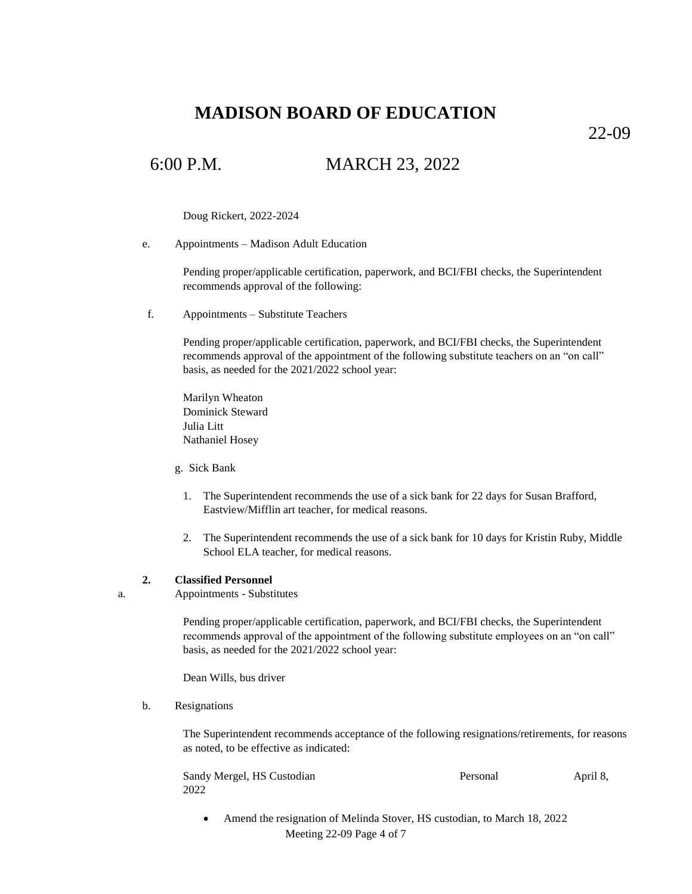# MADISON BOARD OF EDUCATION

22-09

## 6:00 P.M. MARCH 23, 2022

Doug Rickert, 2022-2024

e. Appointments – Madison Adult Education

Pending proper/applicable certification, paperwork, and BCI/FBI checks, the Superintendent recommends approval of the following:

f. Appointments – Substitute Teachers

Pending proper/applicable certification, paperwork, and BCI/FBI checks, the Superintendent recommends approval of the appointment of the following substitute teachers on an "on call" basis, as needed for the 2021/2022 school year:

Marilyn Wheaton
Dominick Steward
Julia Litt
Nathaniel Hosey

g. Sick Bank

1. The Superintendent recommends the use of a sick bank for 22 days for Susan Brafford, Eastview/Mifflin art teacher, for medical reasons.

2. The Superintendent recommends the use of a sick bank for 10 days for Kristin Ruby, Middle School ELA teacher, for medical reasons.

**2. Classified Personnel**

a. Appointments - Substitutes

Pending proper/applicable certification, paperwork, and BCI/FBI checks, the Superintendent recommends approval of the appointment of the following substitute employees on an "on call" basis, as needed for the 2021/2022 school year:

Dean Wills, bus driver

b. Resignations

The Superintendent recommends acceptance of the following resignations/retirements, for reasons as noted, to be effective as indicated:

| | | |
|---|---|---|
| Sandy Mergel, HS Custodian | Personal | April 8, 2022 |

- Amend the resignation of Melinda Stover, HS custodian, to March 18, 2022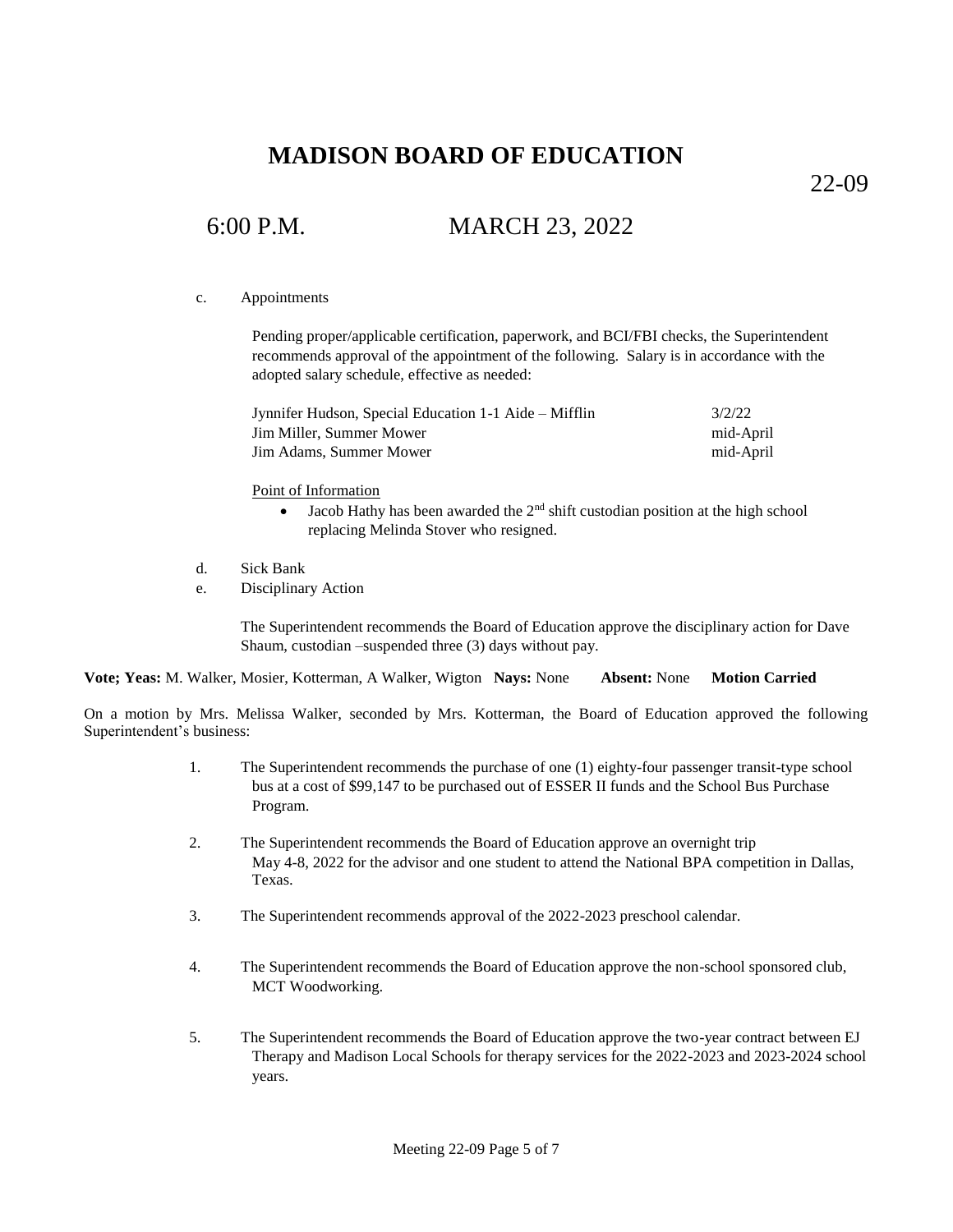# MADISON BOARD OF EDUCATION

22-09

6:00 P.M. MARCH 23, 2022

c. Appointments

Pending proper/applicable certification, paperwork, and BCI/FBI checks, the Superintendent recommends approval of the appointment of the following. Salary is in accordance with the adopted salary schedule, effective as needed:

| | |
|---|---|
| Jynnifer Hudson, Special Education 1-1 Aide – Mifflin | 3/2/22 |
| Jim Miller, Summer Mower | mid-April |
| Jim Adams, Summer Mower | mid-April |

Point of Information

- Jacob Hathy has been awarded the 2nd shift custodian position at the high school replacing Melinda Stover who resigned.

d. Sick Bank

e. Disciplinary Action

The Superintendent recommends the Board of Education approve the disciplinary action for Dave Shaum, custodian –suspended three (3) days without pay.

**Vote; Yeas:** M. Walker, Mosier, Kotterman, A Walker, Wigton **Nays:** None **Absent:** None **Motion Carried**

On a motion by Mrs. Melissa Walker, seconded by Mrs. Kotterman, the Board of Education approved the following Superintendent's business:

1. The Superintendent recommends the purchase of one (1) eighty-four passenger transit-type school bus at a cost of $99,147 to be purchased out of ESSER II funds and the School Bus Purchase Program.

2. The Superintendent recommends the Board of Education approve an overnight trip May 4-8, 2022 for the advisor and one student to attend the National BPA competition in Dallas, Texas.

3. The Superintendent recommends approval of the 2022-2023 preschool calendar.

4. The Superintendent recommends the Board of Education approve the non-school sponsored club, MCT Woodworking.

5. The Superintendent recommends the Board of Education approve the two-year contract between EJ Therapy and Madison Local Schools for therapy services for the 2022-2023 and 2023-2024 school years.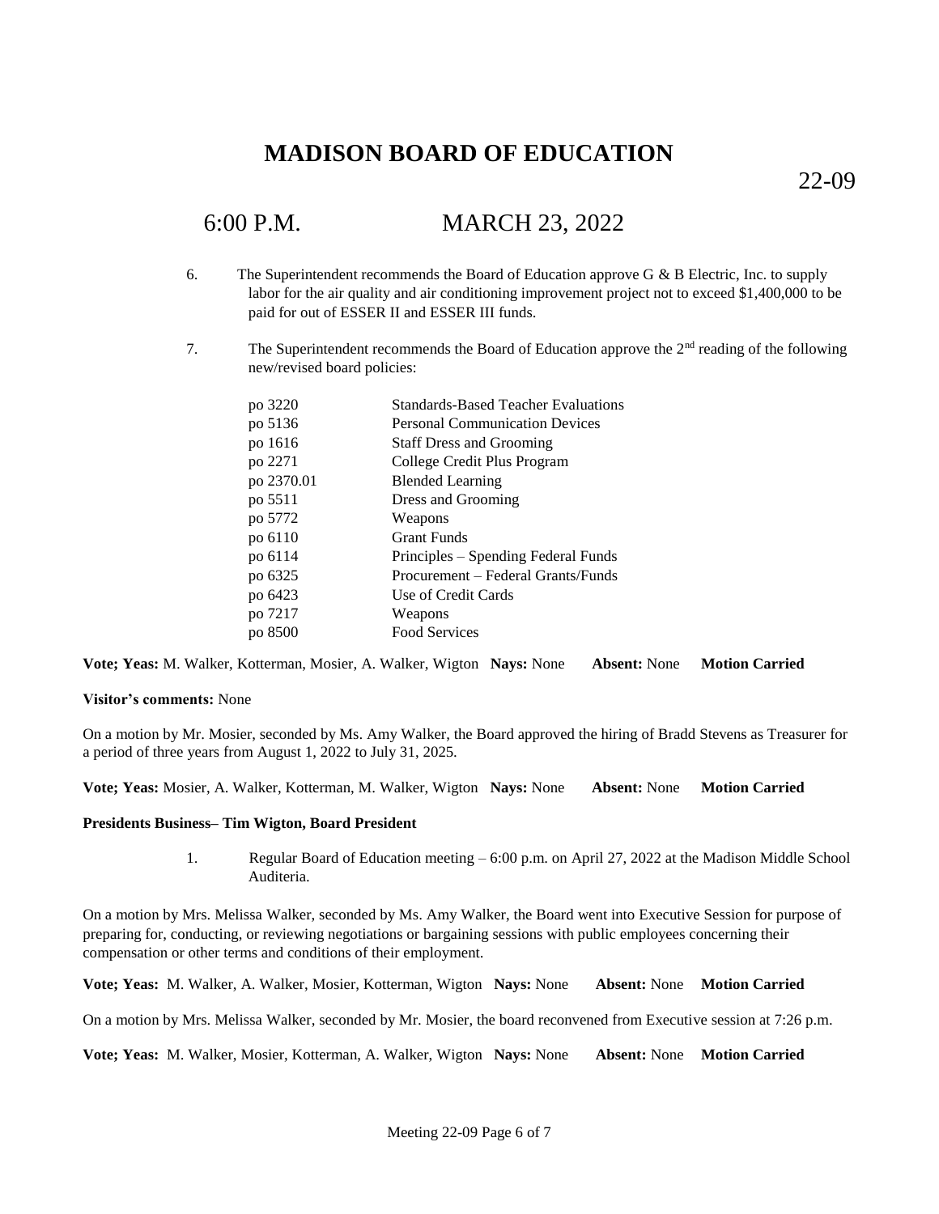# MADISON BOARD OF EDUCATION

22-09

6:00 P.M. MARCH 23, 2022

6. The Superintendent recommends the Board of Education approve G & B Electric, Inc. to supply labor for the air quality and air conditioning improvement project not to exceed $1,400,000 to be paid for out of ESSER II and ESSER III funds.

7. The Superintendent recommends the Board of Education approve the 2nd reading of the following new/revised board policies:

| | |
|---|---|
| po 3220 | Standards-Based Teacher Evaluations |
| po 5136 | Personal Communication Devices |
| po 1616 | Staff Dress and Grooming |
| po 2271 | College Credit Plus Program |
| po 2370.01 | Blended Learning |
| po 5511 | Dress and Grooming |
| po 5772 | Weapons |
| po 6110 | Grant Funds |
| po 6114 | Principles – Spending Federal Funds |
| po 6325 | Procurement – Federal Grants/Funds |
| po 6423 | Use of Credit Cards |
| po 7217 | Weapons |
| po 8500 | Food Services |

**Vote; Yeas:** M. Walker, Kotterman, Mosier, A. Walker, Wigton **Nays:** None **Absent:** None **Motion Carried**

**Visitor's comments:** None

On a motion by Mr. Mosier, seconded by Ms. Amy Walker, the Board approved the hiring of Bradd Stevens as Treasurer for a period of three years from August 1, 2022 to July 31, 2025.

**Vote; Yeas:** Mosier, A. Walker, Kotterman, M. Walker, Wigton **Nays:** None **Absent:** None **Motion Carried**

**Presidents Business– Tim Wigton, Board President**

1. Regular Board of Education meeting – 6:00 p.m. on April 27, 2022 at the Madison Middle School Auditeria.

On a motion by Mrs. Melissa Walker, seconded by Ms. Amy Walker, the Board went into Executive Session for purpose of preparing for, conducting, or reviewing negotiations or bargaining sessions with public employees concerning their compensation or other terms and conditions of their employment.

**Vote; Yeas:** M. Walker, A. Walker, Mosier, Kotterman, Wigton **Nays:** None **Absent:** None **Motion Carried**

On a motion by Mrs. Melissa Walker, seconded by Mr. Mosier, the board reconvened from Executive session at 7:26 p.m.

**Vote; Yeas:** M. Walker, Mosier, Kotterman, A. Walker, Wigton **Nays:** None **Absent:** None **Motion Carried**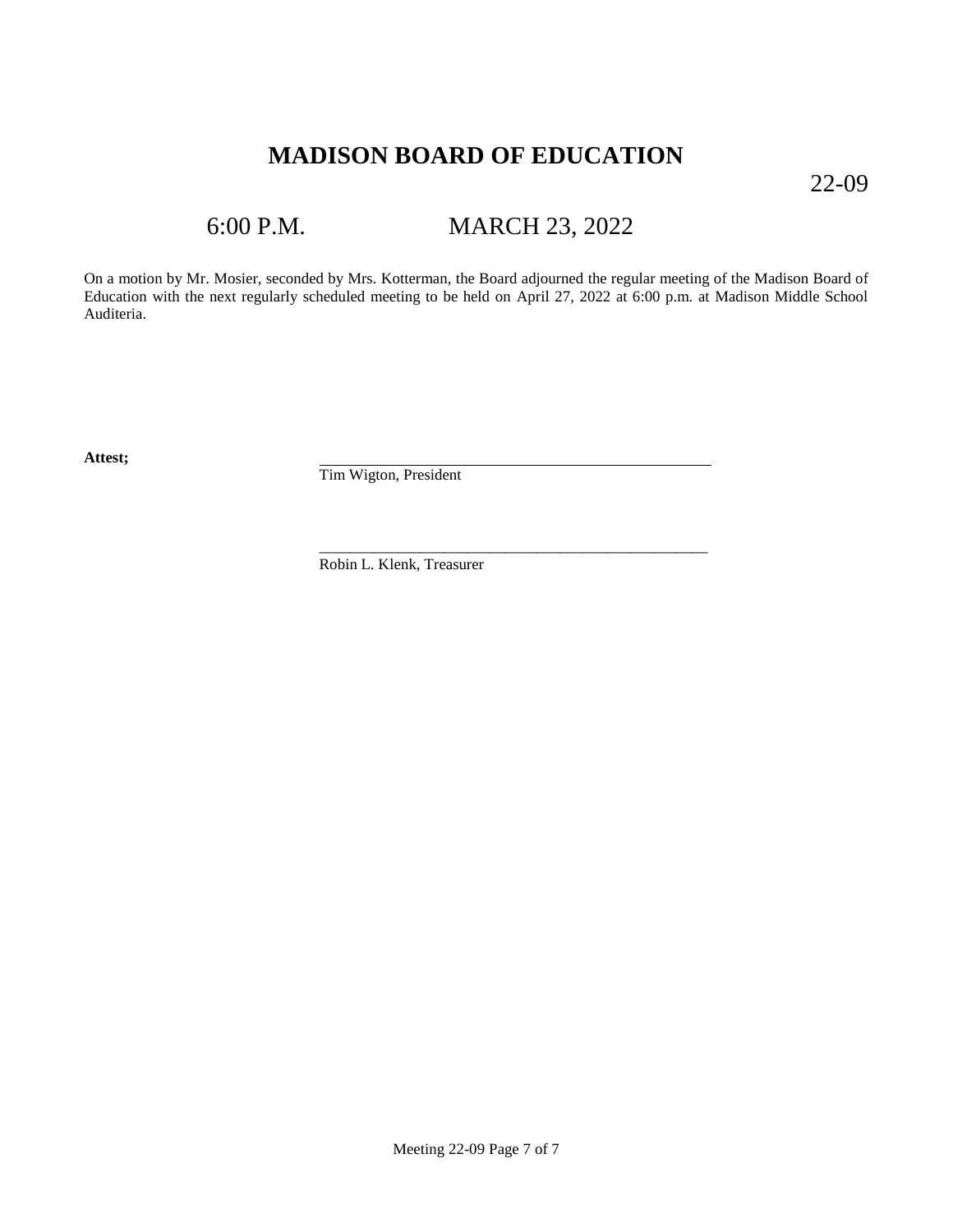# MADISON BOARD OF EDUCATION

22-09

## 6:00 P.M. MARCH 23, 2022

On a motion by Mr. Mosier, seconded by Mrs. Kotterman, the Board adjourned the regular meeting of the Madison Board of Education with the next regularly scheduled meeting to be held on April 27, 2022 at 6:00 p.m. at Madison Middle School Auditeria.

**Attest;**

\_\_\_\_\_\_\_\_\_\_\_\_\_\_\_\_\_\_\_\_\_\_\_\_\_\_\_\_\_\_\_\_\_\_\_\_\_\_\_\_\_\_\_\_\_\_\_\_\_\_\_

Tim Wigton, President

\_\_\_\_\_\_\_\_\_\_\_\_\_\_\_\_\_\_\_\_\_\_\_\_\_\_\_\_\_\_\_\_\_\_\_\_\_\_\_\_\_\_\_\_\_\_\_\_\_\_\_

Robin L. Klenk, Treasurer